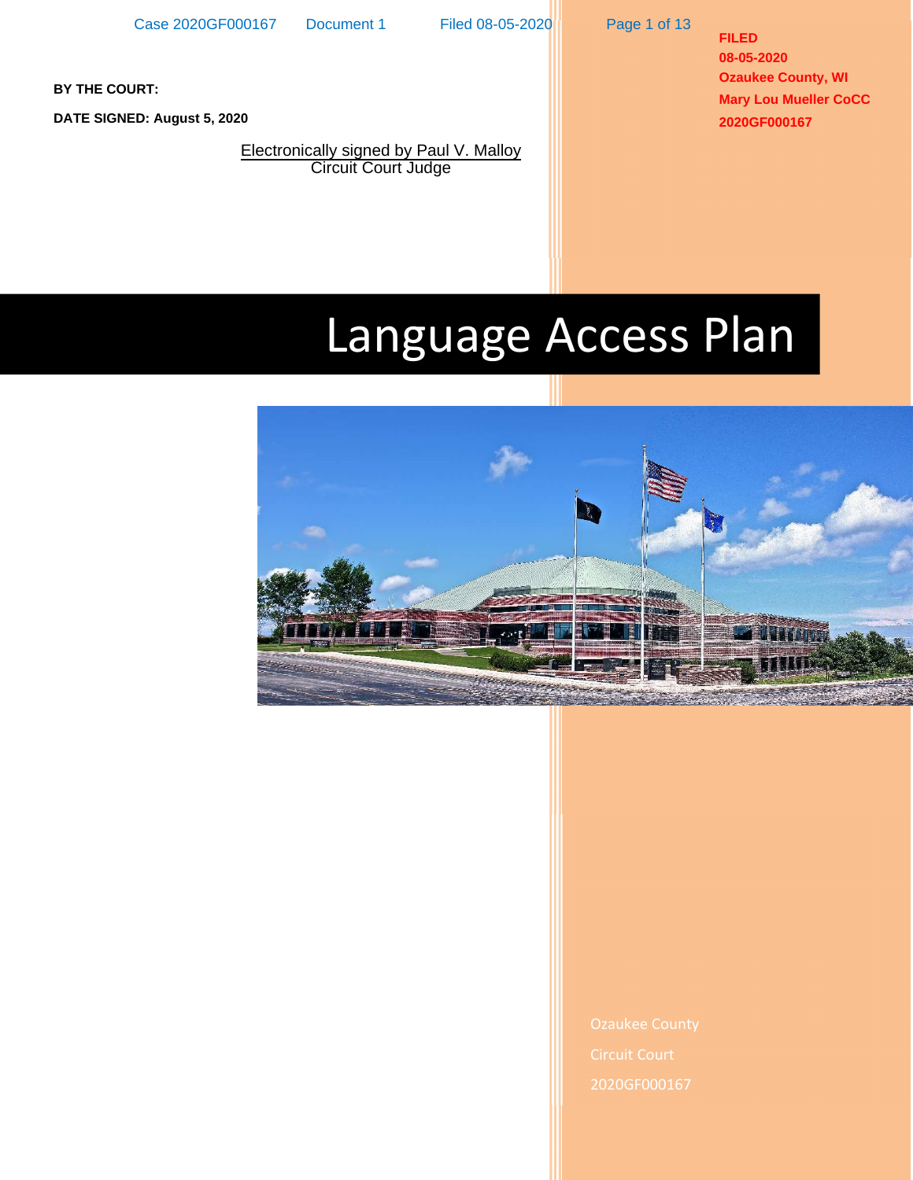**BY THE COURT:**

**DATE SIGNED: August 5, 2020**

Electronically signed by Paul V. Malloy
Circuit Court Judge

**FILED**
**08-05-2020**
**Ozaukee County, WI**
**Mary Lou Mueller CoCC**
**2020GF000167**

# Language Access Plan

Ozaukee County
Circuit Court
2020GF000167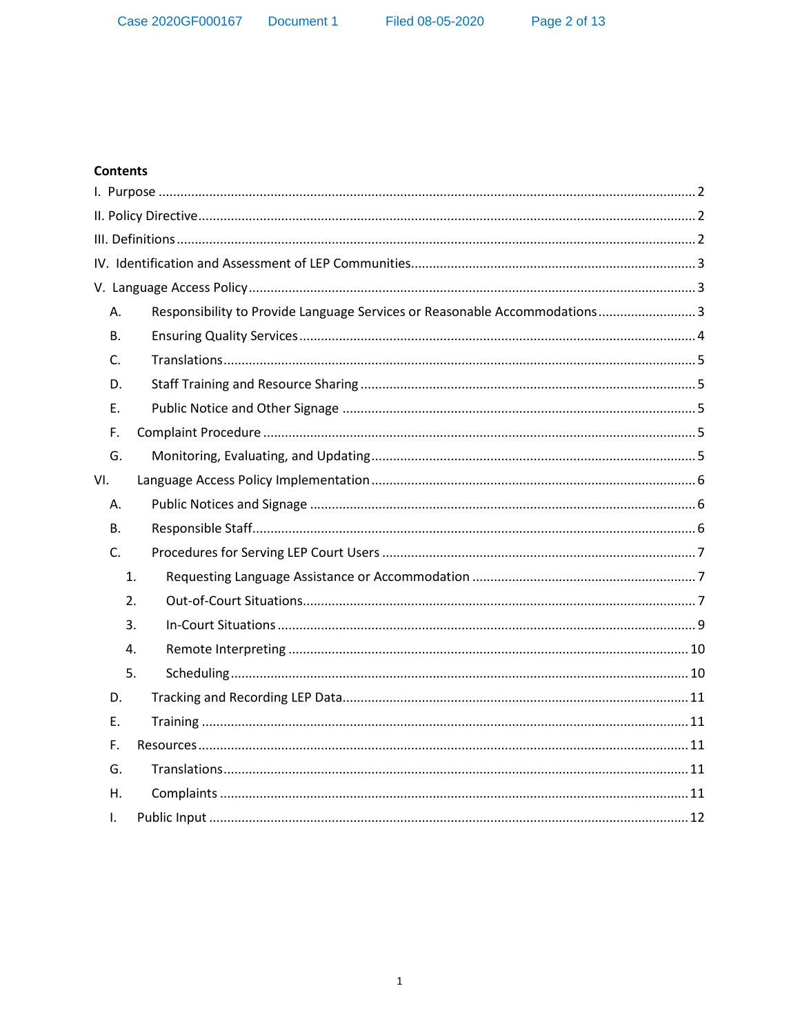**Contents**

I. Purpose .......... 2

II. Policy Directive .......... 2

III. Definitions .......... 2

IV. Identification and Assessment of LEP Communities .......... 3

V. Language Access Policy .......... 3

- A. Responsibility to Provide Language Services or Reasonable Accommodations .......... 3
- B. Ensuring Quality Services .......... 4
- C. Translations .......... 5
- D. Staff Training and Resource Sharing .......... 5
- E. Public Notice and Other Signage .......... 5
- F. Complaint Procedure .......... 5
- G. Monitoring, Evaluating, and Updating .......... 5

VI. Language Access Policy Implementation .......... 6

- A. Public Notices and Signage .......... 6
- B. Responsible Staff .......... 6
- C. Procedures for Serving LEP Court Users .......... 7
  1. Requesting Language Assistance or Accommodation .......... 7
  2. Out-of-Court Situations .......... 7
  3. In-Court Situations .......... 9
  4. Remote Interpreting .......... 10
  5. Scheduling .......... 10
- D. Tracking and Recording LEP Data .......... 11
- E. Training .......... 11
- F. Resources .......... 11
- G. Translations .......... 11
- H. Complaints .......... 11
- I. Public Input .......... 12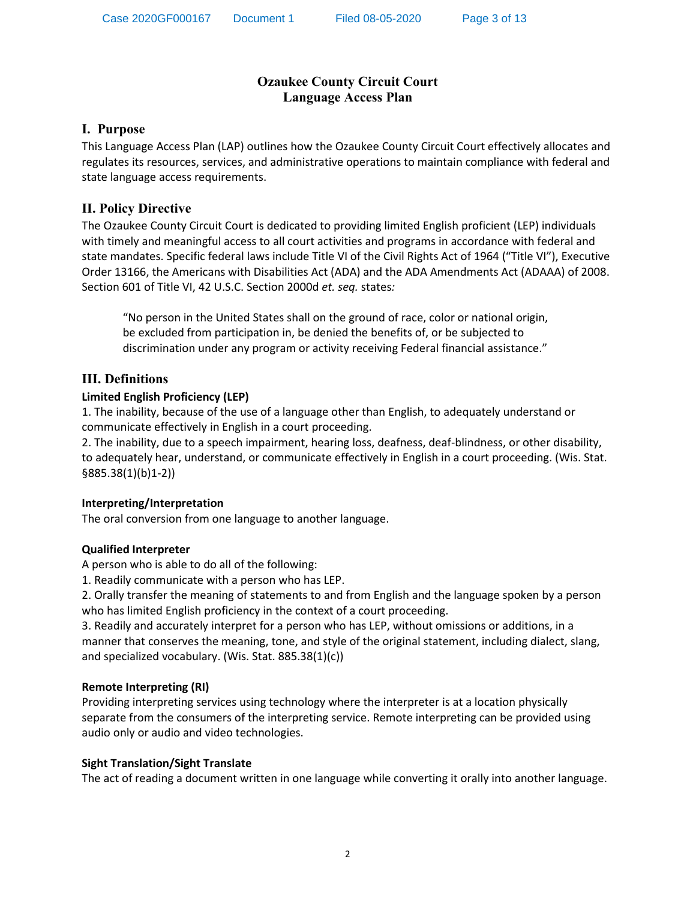# Ozaukee County Circuit Court
# Language Access Plan

## I. Purpose

This Language Access Plan (LAP) outlines how the Ozaukee County Circuit Court effectively allocates and regulates its resources, services, and administrative operations to maintain compliance with federal and state language access requirements.

## II. Policy Directive

The Ozaukee County Circuit Court is dedicated to providing limited English proficient (LEP) individuals with timely and meaningful access to all court activities and programs in accordance with federal and state mandates. Specific federal laws include Title VI of the Civil Rights Act of 1964 ("Title VI"), Executive Order 13166, the Americans with Disabilities Act (ADA) and the ADA Amendments Act (ADAAA) of 2008. Section 601 of Title VI, 42 U.S.C. Section 2000d *et. seq.* states*:*

> "No person in the United States shall on the ground of race, color or national origin, be excluded from participation in, be denied the benefits of, or be subjected to discrimination under any program or activity receiving Federal financial assistance."

## III. Definitions

**Limited English Proficiency (LEP)**

1. The inability, because of the use of a language other than English, to adequately understand or communicate effectively in English in a court proceeding.
2. The inability, due to a speech impairment, hearing loss, deafness, deaf-blindness, or other disability, to adequately hear, understand, or communicate effectively in English in a court proceeding. (Wis. Stat. §885.38(1)(b)1-2))

**Interpreting/Interpretation**

The oral conversion from one language to another language.

**Qualified Interpreter**

A person who is able to do all of the following:

1. Readily communicate with a person who has LEP.
2. Orally transfer the meaning of statements to and from English and the language spoken by a person who has limited English proficiency in the context of a court proceeding.
3. Readily and accurately interpret for a person who has LEP, without omissions or additions, in a manner that conserves the meaning, tone, and style of the original statement, including dialect, slang, and specialized vocabulary. (Wis. Stat. 885.38(1)(c))

**Remote Interpreting (RI)**

Providing interpreting services using technology where the interpreter is at a location physically separate from the consumers of the interpreting service. Remote interpreting can be provided using audio only or audio and video technologies.

**Sight Translation/Sight Translate**

The act of reading a document written in one language while converting it orally into another language.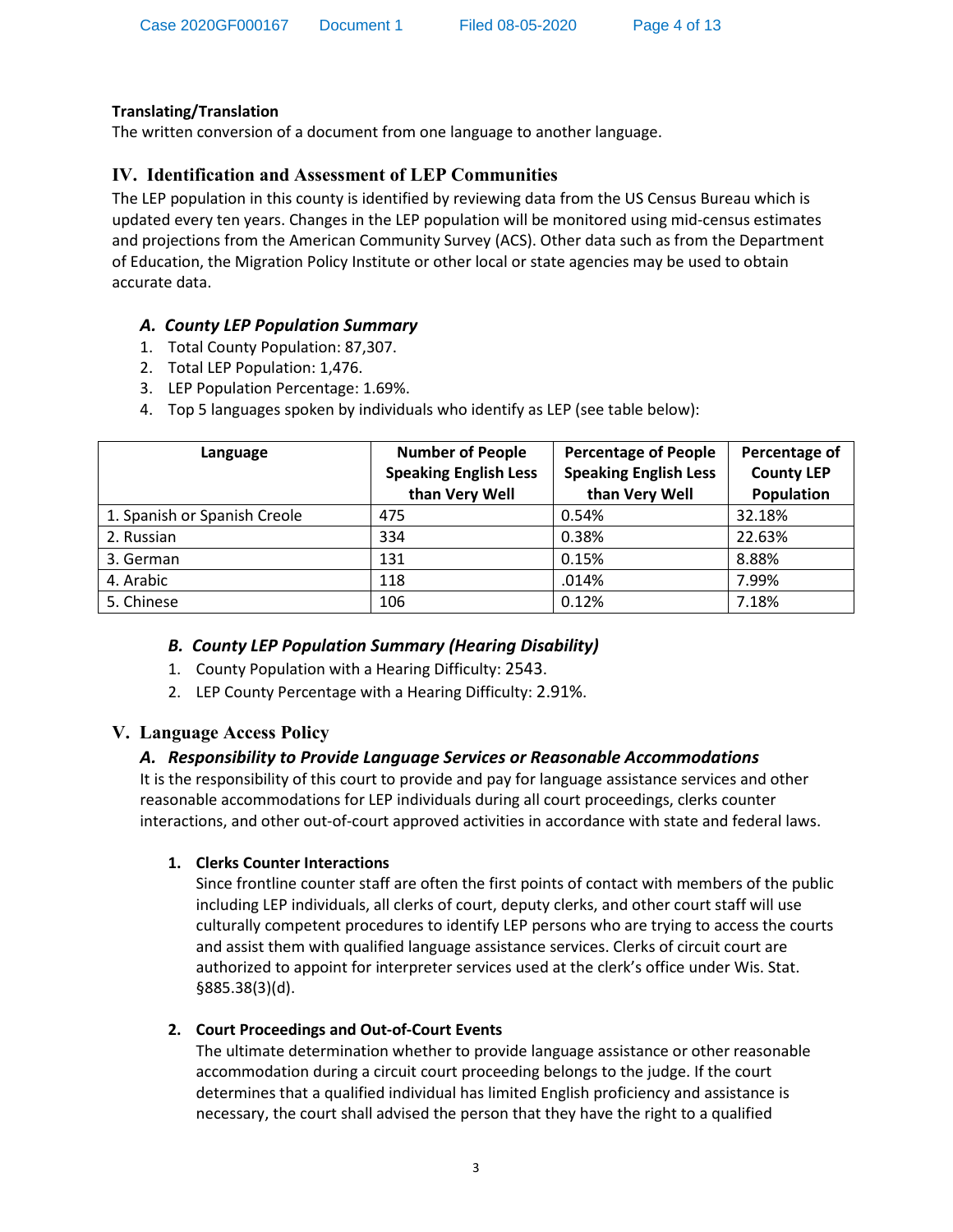**Translating/Translation**
The written conversion of a document from one language to another language.

## IV. Identification and Assessment of LEP Communities

The LEP population in this county is identified by reviewing data from the US Census Bureau which is updated every ten years. Changes in the LEP population will be monitored using mid-census estimates and projections from the American Community Survey (ACS). Other data such as from the Department of Education, the Migration Policy Institute or other local or state agencies may be used to obtain accurate data.

### *A. County LEP Population Summary*

1. Total County Population: 87,307.
2. Total LEP Population: 1,476.
3. LEP Population Percentage: 1.69%.
4. Top 5 languages spoken by individuals who identify as LEP (see table below):

| Language | Number of People Speaking English Less than Very Well | Percentage of People Speaking English Less than Very Well | Percentage of County LEP Population |
|---|---|---|---|
| 1. Spanish or Spanish Creole | 475 | 0.54% | 32.18% |
| 2. Russian | 334 | 0.38% | 22.63% |
| 3. German | 131 | 0.15% | 8.88% |
| 4. Arabic | 118 | .014% | 7.99% |
| 5. Chinese | 106 | 0.12% | 7.18% |

### *B. County LEP Population Summary (Hearing Disability)*

1. County Population with a Hearing Difficulty: 2543.
2. LEP County Percentage with a Hearing Difficulty: 2.91%.

## V. Language Access Policy

### *A. Responsibility to Provide Language Services or Reasonable Accommodations*

It is the responsibility of this court to provide and pay for language assistance services and other reasonable accommodations for LEP individuals during all court proceedings, clerks counter interactions, and other out-of-court approved activities in accordance with state and federal laws.

1. **Clerks Counter Interactions**
   Since frontline counter staff are often the first points of contact with members of the public including LEP individuals, all clerks of court, deputy clerks, and other court staff will use culturally competent procedures to identify LEP persons who are trying to access the courts and assist them with qualified language assistance services. Clerks of circuit court are authorized to appoint for interpreter services used at the clerk's office under Wis. Stat. §885.38(3)(d).

2. **Court Proceedings and Out-of-Court Events**
   The ultimate determination whether to provide language assistance or other reasonable accommodation during a circuit court proceeding belongs to the judge. If the court determines that a qualified individual has limited English proficiency and assistance is necessary, the court shall advised the person that they have the right to a qualified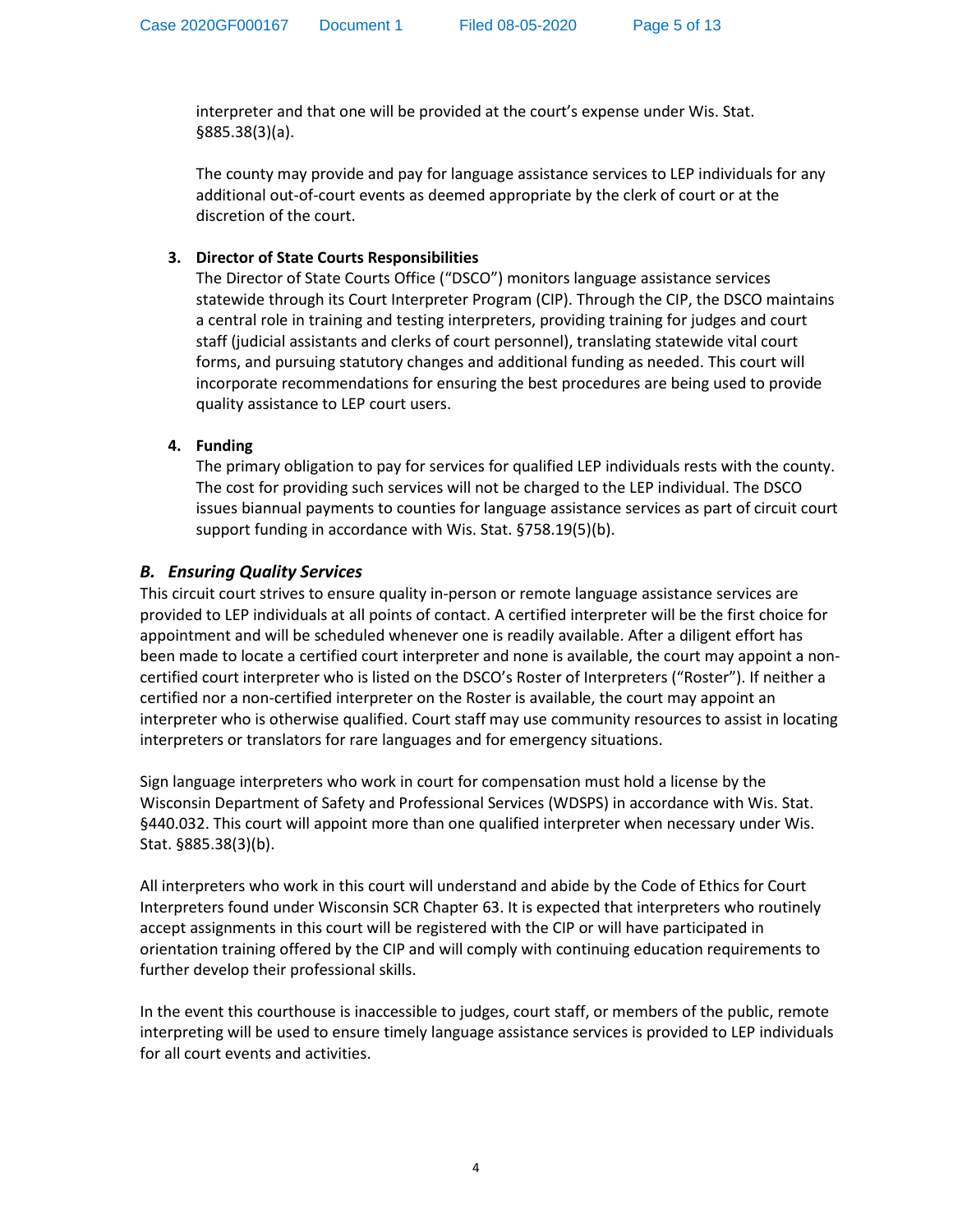interpreter and that one will be provided at the court's expense under Wis. Stat. §885.38(3)(a).

The county may provide and pay for language assistance services to LEP individuals for any additional out-of-court events as deemed appropriate by the clerk of court or at the discretion of the court.

3. **Director of State Courts Responsibilities**
   The Director of State Courts Office ("DSCO") monitors language assistance services statewide through its Court Interpreter Program (CIP). Through the CIP, the DSCO maintains a central role in training and testing interpreters, providing training for judges and court staff (judicial assistants and clerks of court personnel), translating statewide vital court forms, and pursuing statutory changes and additional funding as needed. This court will incorporate recommendations for ensuring the best procedures are being used to provide quality assistance to LEP court users.

4. **Funding**
   The primary obligation to pay for services for qualified LEP individuals rests with the county. The cost for providing such services will not be charged to the LEP individual. The DSCO issues biannual payments to counties for language assistance services as part of circuit court support funding in accordance with Wis. Stat. §758.19(5)(b).

### *B. Ensuring Quality Services*

This circuit court strives to ensure quality in-person or remote language assistance services are provided to LEP individuals at all points of contact. A certified interpreter will be the first choice for appointment and will be scheduled whenever one is readily available. After a diligent effort has been made to locate a certified court interpreter and none is available, the court may appoint a non-certified court interpreter who is listed on the DSCO's Roster of Interpreters ("Roster"). If neither a certified nor a non-certified interpreter on the Roster is available, the court may appoint an interpreter who is otherwise qualified. Court staff may use community resources to assist in locating interpreters or translators for rare languages and for emergency situations.

Sign language interpreters who work in court for compensation must hold a license by the Wisconsin Department of Safety and Professional Services (WDSPS) in accordance with Wis. Stat. §440.032. This court will appoint more than one qualified interpreter when necessary under Wis. Stat. §885.38(3)(b).

All interpreters who work in this court will understand and abide by the Code of Ethics for Court Interpreters found under Wisconsin SCR Chapter 63. It is expected that interpreters who routinely accept assignments in this court will be registered with the CIP or will have participated in orientation training offered by the CIP and will comply with continuing education requirements to further develop their professional skills.

In the event this courthouse is inaccessible to judges, court staff, or members of the public, remote interpreting will be used to ensure timely language assistance services is provided to LEP individuals for all court events and activities.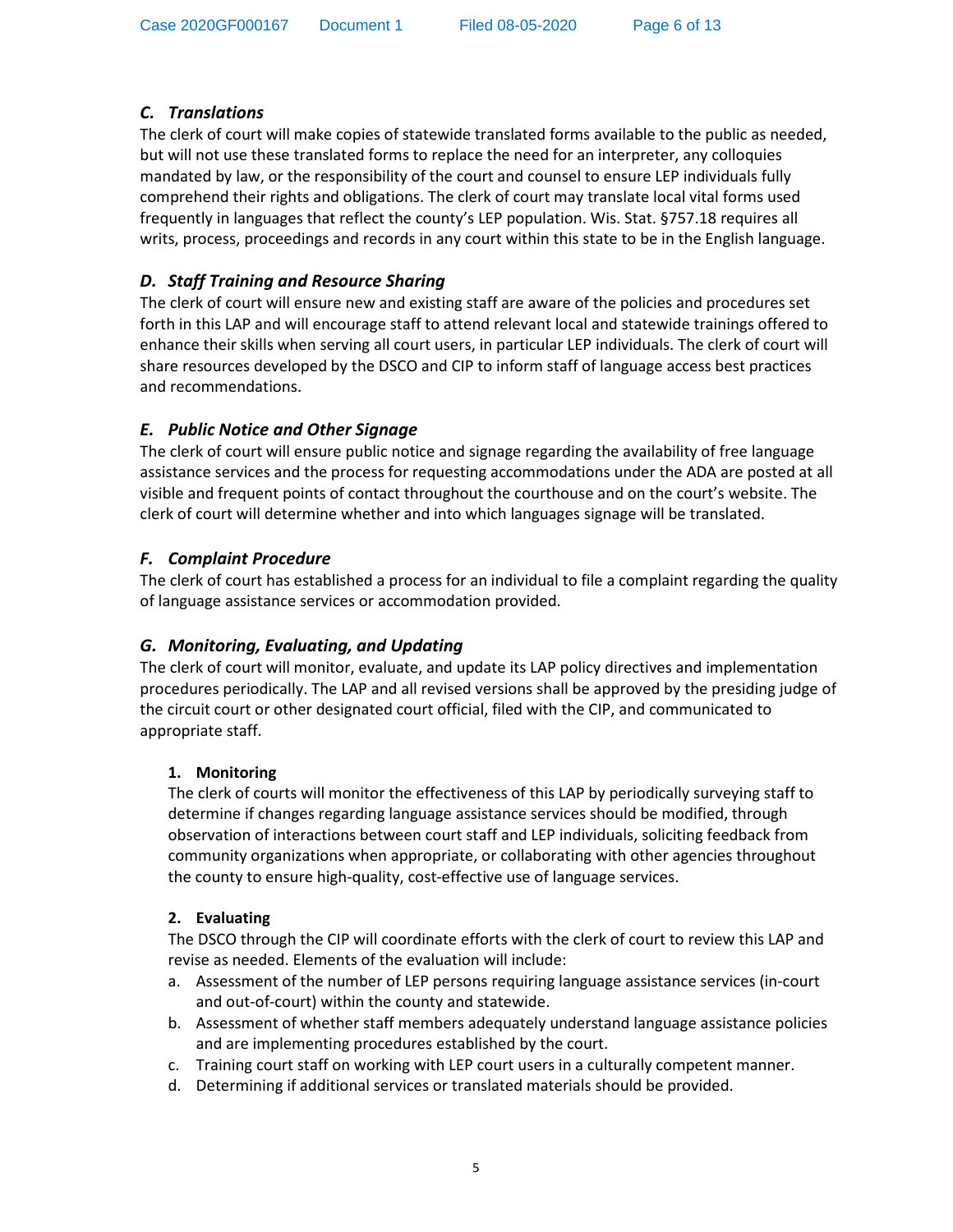### *C. Translations*

The clerk of court will make copies of statewide translated forms available to the public as needed, but will not use these translated forms to replace the need for an interpreter, any colloquies mandated by law, or the responsibility of the court and counsel to ensure LEP individuals fully comprehend their rights and obligations. The clerk of court may translate local vital forms used frequently in languages that reflect the county's LEP population. Wis. Stat. §757.18 requires all writs, process, proceedings and records in any court within this state to be in the English language.

### *D. Staff Training and Resource Sharing*

The clerk of court will ensure new and existing staff are aware of the policies and procedures set forth in this LAP and will encourage staff to attend relevant local and statewide trainings offered to enhance their skills when serving all court users, in particular LEP individuals. The clerk of court will share resources developed by the DSCO and CIP to inform staff of language access best practices and recommendations.

### *E. Public Notice and Other Signage*

The clerk of court will ensure public notice and signage regarding the availability of free language assistance services and the process for requesting accommodations under the ADA are posted at all visible and frequent points of contact throughout the courthouse and on the court's website. The clerk of court will determine whether and into which languages signage will be translated.

### *F. Complaint Procedure*

The clerk of court has established a process for an individual to file a complaint regarding the quality of language assistance services or accommodation provided.

### *G. Monitoring, Evaluating, and Updating*

The clerk of court will monitor, evaluate, and update its LAP policy directives and implementation procedures periodically. The LAP and all revised versions shall be approved by the presiding judge of the circuit court or other designated court official, filed with the CIP, and communicated to appropriate staff.

#### 1. Monitoring

The clerk of courts will monitor the effectiveness of this LAP by periodically surveying staff to determine if changes regarding language assistance services should be modified, through observation of interactions between court staff and LEP individuals, soliciting feedback from community organizations when appropriate, or collaborating with other agencies throughout the county to ensure high-quality, cost-effective use of language services.

#### 2. Evaluating

The DSCO through the CIP will coordinate efforts with the clerk of court to review this LAP and revise as needed. Elements of the evaluation will include:

a. Assessment of the number of LEP persons requiring language assistance services (in-court and out-of-court) within the county and statewide.
b. Assessment of whether staff members adequately understand language assistance policies and are implementing procedures established by the court.
c. Training court staff on working with LEP court users in a culturally competent manner.
d. Determining if additional services or translated materials should be provided.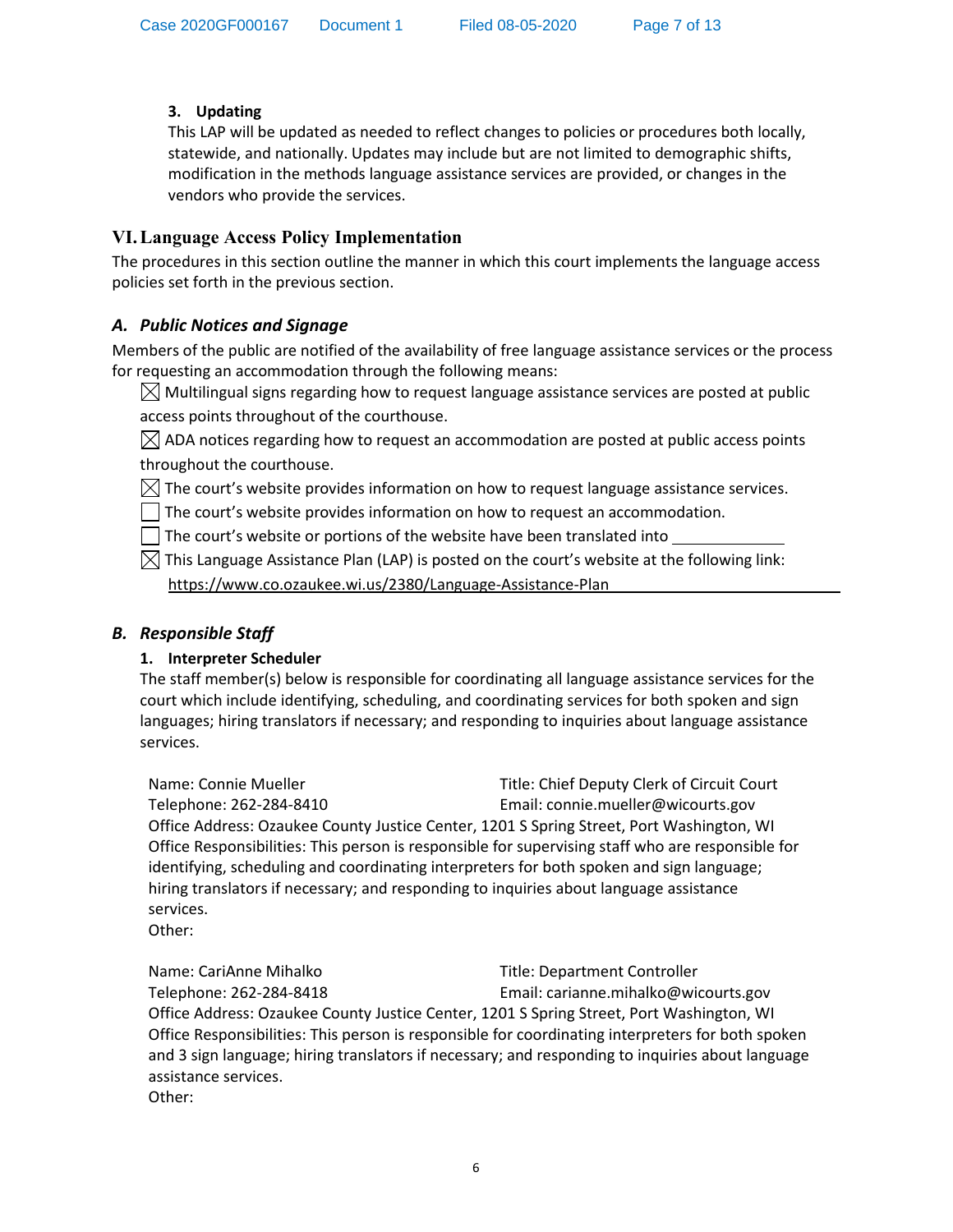### 3. Updating

This LAP will be updated as needed to reflect changes to policies or procedures both locally, statewide, and nationally. Updates may include but are not limited to demographic shifts, modification in the methods language assistance services are provided, or changes in the vendors who provide the services.

## VI. Language Access Policy Implementation

The procedures in this section outline the manner in which this court implements the language access policies set forth in the previous section.

### *A. Public Notices and Signage*

Members of the public are notified of the availability of free language assistance services or the process for requesting an accommodation through the following means:

- ☒ Multilingual signs regarding how to request language assistance services are posted at public access points throughout of the courthouse.
- ☒ ADA notices regarding how to request an accommodation are posted at public access points throughout the courthouse.
- ☒ The court's website provides information on how to request language assistance services.
- ☐ The court's website provides information on how to request an accommodation.
- ☐ The court's website or portions of the website have been translated into ____________
- ☒ This Language Assistance Plan (LAP) is posted on the court's website at the following link: https://www.co.ozaukee.wi.us/2380/Language-Assistance-Plan

### *B. Responsible Staff*

#### 1. Interpreter Scheduler

The staff member(s) below is responsible for coordinating all language assistance services for the court which include identifying, scheduling, and coordinating services for both spoken and sign languages; hiring translators if necessary; and responding to inquiries about language assistance services.

Name: Connie Mueller
Title: Chief Deputy Clerk of Circuit Court
Telephone: 262-284-8410
Email: connie.mueller@wicourts.gov
Office Address: Ozaukee County Justice Center, 1201 S Spring Street, Port Washington, WI
Office Responsibilities: This person is responsible for supervising staff who are responsible for identifying, scheduling and coordinating interpreters for both spoken and sign language; hiring translators if necessary; and responding to inquiries about language assistance services.
Other:

Name: CariAnne Mihalko
Title: Department Controller
Telephone: 262-284-8418
Email: carianne.mihalko@wicourts.gov
Office Address: Ozaukee County Justice Center, 1201 S Spring Street, Port Washington, WI
Office Responsibilities: This person is responsible for coordinating interpreters for both spoken and 3 sign language; hiring translators if necessary; and responding to inquiries about language assistance services.
Other: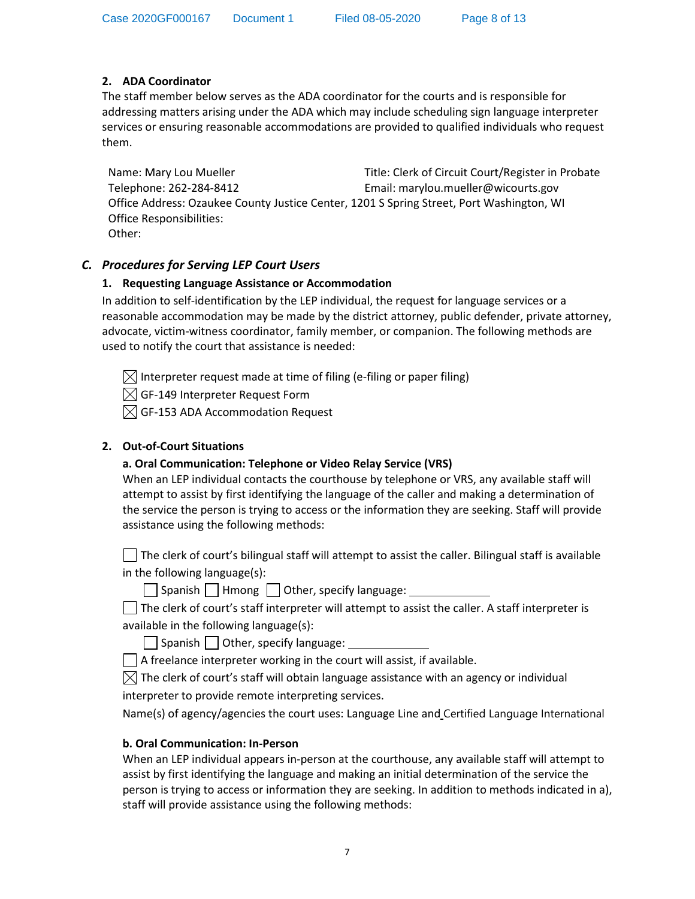### 2. ADA Coordinator

The staff member below serves as the ADA coordinator for the courts and is responsible for addressing matters arising under the ADA which may include scheduling sign language interpreter services or ensuring reasonable accommodations are provided to qualified individuals who request them.

Name: Mary Lou Mueller
Title: Clerk of Circuit Court/Register in Probate
Telephone: 262-284-8412
Email: marylou.mueller@wicourts.gov
Office Address: Ozaukee County Justice Center, 1201 S Spring Street, Port Washington, WI
Office Responsibilities:
Other:

## *C. Procedures for Serving LEP Court Users*

### 1. Requesting Language Assistance or Accommodation

In addition to self-identification by the LEP individual, the request for language services or a reasonable accommodation may be made by the district attorney, public defender, private attorney, advocate, victim-witness coordinator, family member, or companion. The following methods are used to notify the court that assistance is needed:

- [x] Interpreter request made at time of filing (e-filing or paper filing)
- [x] GF-149 Interpreter Request Form
- [x] GF-153 ADA Accommodation Request

### 2. Out-of-Court Situations

**a. Oral Communication: Telephone or Video Relay Service (VRS)**

When an LEP individual contacts the courthouse by telephone or VRS, any available staff will attempt to assist by first identifying the language of the caller and making a determination of the service the person is trying to access or the information they are seeking. Staff will provide assistance using the following methods:

- [ ] The clerk of court's bilingual staff will attempt to assist the caller. Bilingual staff is available in the following language(s):
  - [ ] Spanish [ ] Hmong [ ] Other, specify language: ____________
- [ ] The clerk of court's staff interpreter will attempt to assist the caller. A staff interpreter is available in the following language(s):
  - [ ] Spanish [ ] Other, specify language: ____________
- [ ] A freelance interpreter working in the court will assist, if available.
- [x] The clerk of court's staff will obtain language assistance with an agency or individual interpreter to provide remote interpreting services.

Name(s) of agency/agencies the court uses: Language Line and Certified Language International

**b. Oral Communication: In-Person**

When an LEP individual appears in-person at the courthouse, any available staff will attempt to assist by first identifying the language and making an initial determination of the service the person is trying to access or information they are seeking. In addition to methods indicated in a), staff will provide assistance using the following methods: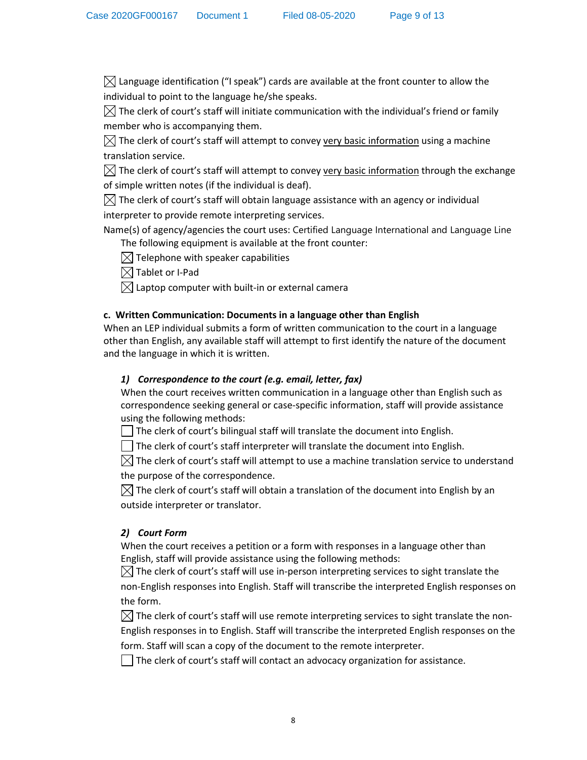☒ Language identification ("I speak") cards are available at the front counter to allow the individual to point to the language he/she speaks.

☒ The clerk of court's staff will initiate communication with the individual's friend or family member who is accompanying them.

☒ The clerk of court's staff will attempt to convey <u>very basic information</u> using a machine translation service.

☒ The clerk of court's staff will attempt to convey <u>very basic information</u> through the exchange of simple written notes (if the individual is deaf).

☒ The clerk of court's staff will obtain language assistance with an agency or individual interpreter to provide remote interpreting services.

Name(s) of agency/agencies the court uses: Certified Language International and Language Line

The following equipment is available at the front counter:

- ☒ Telephone with speaker capabilities
- ☒ Tablet or I-Pad
- ☒ Laptop computer with built-in or external camera

**c. Written Communication: Documents in a language other than English**

When an LEP individual submits a form of written communication to the court in a language other than English, any available staff will attempt to first identify the nature of the document and the language in which it is written.

***1) Correspondence to the court (e.g. email, letter, fax)***

When the court receives written communication in a language other than English such as correspondence seeking general or case-specific information, staff will provide assistance using the following methods:

- ☐ The clerk of court's bilingual staff will translate the document into English.
- ☐ The clerk of court's staff interpreter will translate the document into English.
- ☒ The clerk of court's staff will attempt to use a machine translation service to understand the purpose of the correspondence.
- ☒ The clerk of court's staff will obtain a translation of the document into English by an outside interpreter or translator.

***2) Court Form***

When the court receives a petition or a form with responses in a language other than English, staff will provide assistance using the following methods:

- ☒ The clerk of court's staff will use in-person interpreting services to sight translate the non-English responses into English. Staff will transcribe the interpreted English responses on the form.
- ☒ The clerk of court's staff will use remote interpreting services to sight translate the non-English responses in to English. Staff will transcribe the interpreted English responses on the form. Staff will scan a copy of the document to the remote interpreter.
- ☐ The clerk of court's staff will contact an advocacy organization for assistance.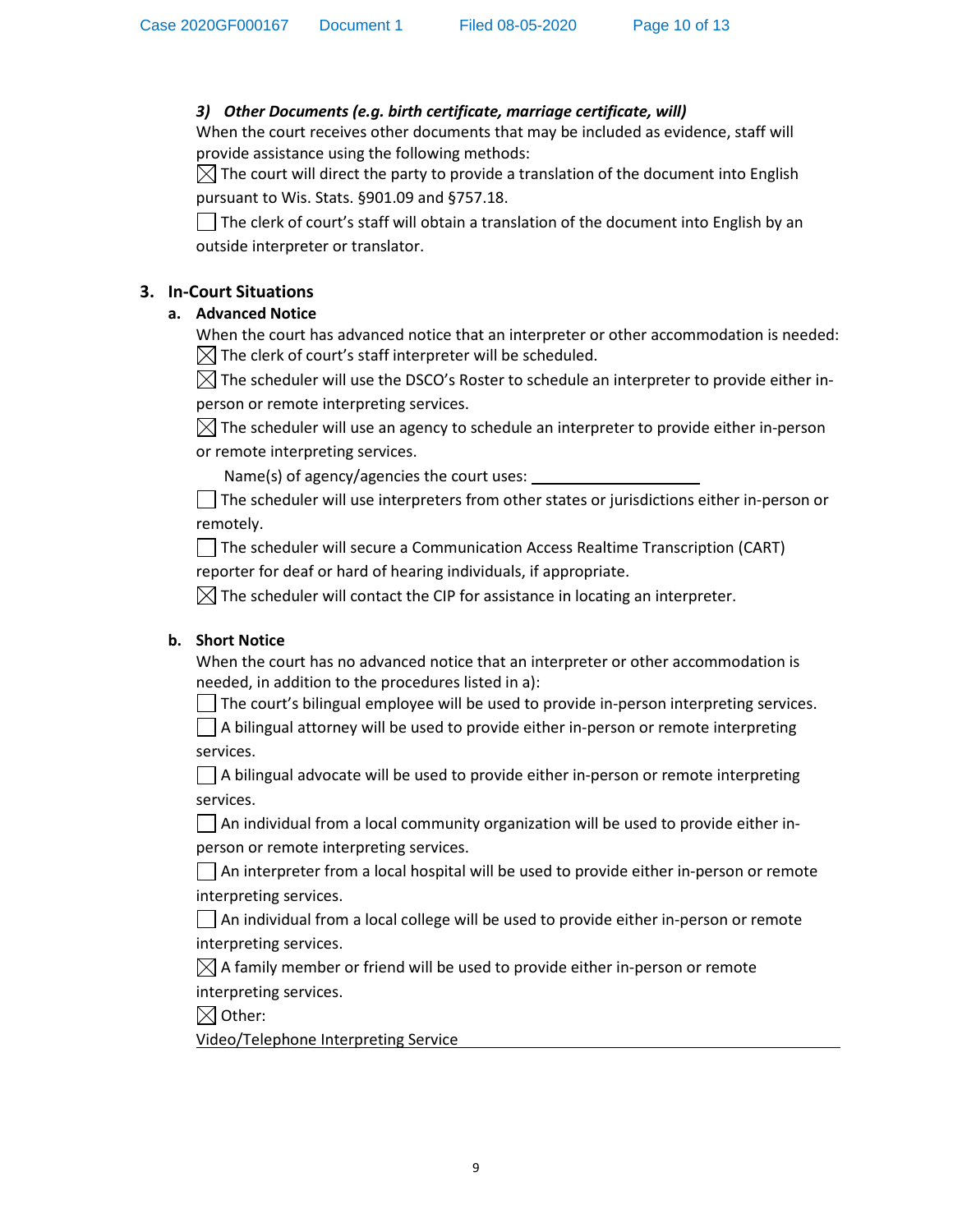***3) Other Documents (e.g. birth certificate, marriage certificate, will)***

When the court receives other documents that may be included as evidence, staff will provide assistance using the following methods:

☒ The court will direct the party to provide a translation of the document into English pursuant to Wis. Stats. §901.09 and §757.18.

☐ The clerk of court's staff will obtain a translation of the document into English by an outside interpreter or translator.

## 3. In-Court Situations

### a. Advanced Notice

When the court has advanced notice that an interpreter or other accommodation is needed:

☒ The clerk of court's staff interpreter will be scheduled.

☒ The scheduler will use the DSCO's Roster to schedule an interpreter to provide either in-person or remote interpreting services.

☒ The scheduler will use an agency to schedule an interpreter to provide either in-person or remote interpreting services.

Name(s) of agency/agencies the court uses: ____________________

☐ The scheduler will use interpreters from other states or jurisdictions either in-person or remotely.

☐ The scheduler will secure a Communication Access Realtime Transcription (CART) reporter for deaf or hard of hearing individuals, if appropriate.

☒ The scheduler will contact the CIP for assistance in locating an interpreter.

### b. Short Notice

When the court has no advanced notice that an interpreter or other accommodation is needed, in addition to the procedures listed in a):

☐ The court's bilingual employee will be used to provide in-person interpreting services.

☐ A bilingual attorney will be used to provide either in-person or remote interpreting services.

☐ A bilingual advocate will be used to provide either in-person or remote interpreting services.

☐ An individual from a local community organization will be used to provide either in-person or remote interpreting services.

☐ An interpreter from a local hospital will be used to provide either in-person or remote interpreting services.

☐ An individual from a local college will be used to provide either in-person or remote interpreting services.

☒ A family member or friend will be used to provide either in-person or remote interpreting services.

☒ Other:

Video/Telephone Interpreting Service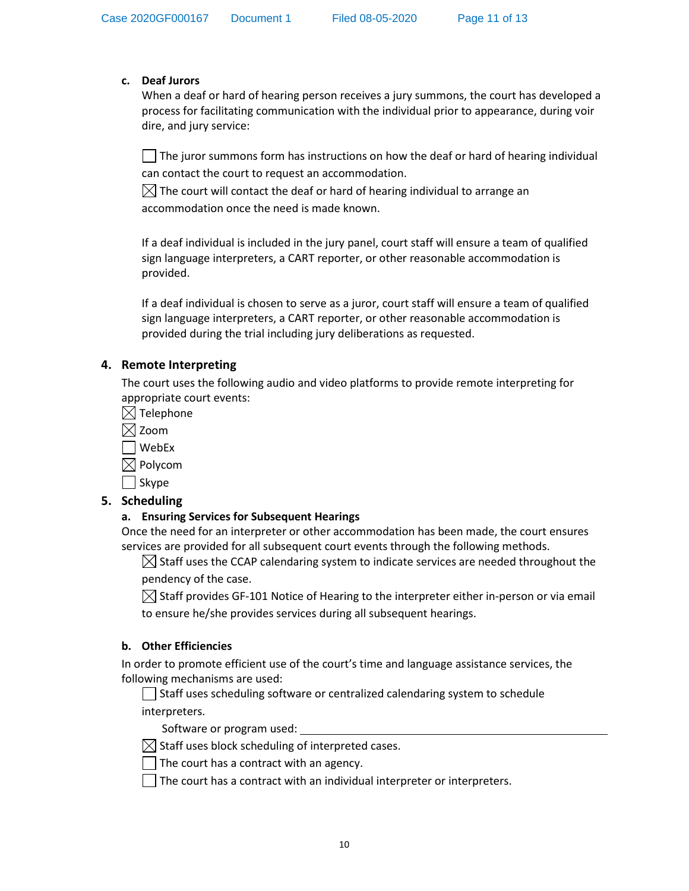**c. Deaf Jurors**

When a deaf or hard of hearing person receives a jury summons, the court has developed a process for facilitating communication with the individual prior to appearance, during voir dire, and jury service:

☐ The juror summons form has instructions on how the deaf or hard of hearing individual can contact the court to request an accommodation.

☒ The court will contact the deaf or hard of hearing individual to arrange an accommodation once the need is made known.

If a deaf individual is included in the jury panel, court staff will ensure a team of qualified sign language interpreters, a CART reporter, or other reasonable accommodation is provided.

If a deaf individual is chosen to serve as a juror, court staff will ensure a team of qualified sign language interpreters, a CART reporter, or other reasonable accommodation is provided during the trial including jury deliberations as requested.

## 4. Remote Interpreting

The court uses the following audio and video platforms to provide remote interpreting for appropriate court events:

☒ Telephone
☒ Zoom
☐ WebEx
☒ Polycom
☐ Skype

## 5. Scheduling

**a. Ensuring Services for Subsequent Hearings**

Once the need for an interpreter or other accommodation has been made, the court ensures services are provided for all subsequent court events through the following methods.

☒ Staff uses the CCAP calendaring system to indicate services are needed throughout the pendency of the case.

☒ Staff provides GF-101 Notice of Hearing to the interpreter either in-person or via email to ensure he/she provides services during all subsequent hearings.

**b. Other Efficiencies**

In order to promote efficient use of the court's time and language assistance services, the following mechanisms are used:

☐ Staff uses scheduling software or centralized calendaring system to schedule interpreters.

Software or program used: ______________________________

☒ Staff uses block scheduling of interpreted cases.

☐ The court has a contract with an agency.

☐ The court has a contract with an individual interpreter or interpreters.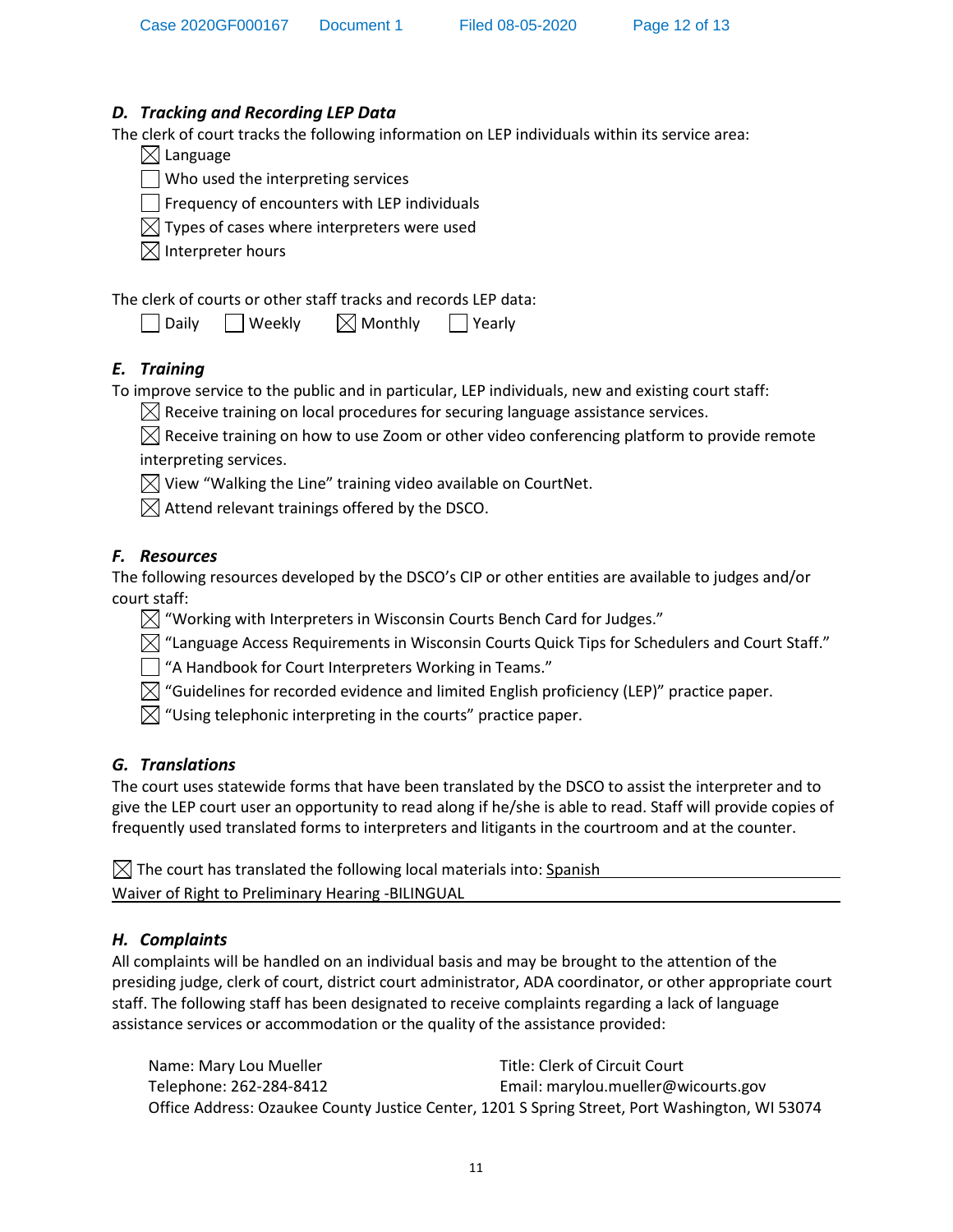### *D. Tracking and Recording LEP Data*

The clerk of court tracks the following information on LEP individuals within its service area:

- ☒ Language
- ☐ Who used the interpreting services
- ☐ Frequency of encounters with LEP individuals
- ☒ Types of cases where interpreters were used
- ☒ Interpreter hours

The clerk of courts or other staff tracks and records LEP data:

☐ Daily ☐ Weekly ☒ Monthly ☐ Yearly

### *E. Training*

To improve service to the public and in particular, LEP individuals, new and existing court staff:

- ☒ Receive training on local procedures for securing language assistance services.
- ☒ Receive training on how to use Zoom or other video conferencing platform to provide remote interpreting services.
- ☒ View "Walking the Line" training video available on CourtNet.
- ☒ Attend relevant trainings offered by the DSCO.

### *F. Resources*

The following resources developed by the DSCO's CIP or other entities are available to judges and/or court staff:

- ☒ "Working with Interpreters in Wisconsin Courts Bench Card for Judges."
- ☒ "Language Access Requirements in Wisconsin Courts Quick Tips for Schedulers and Court Staff."
- ☐ "A Handbook for Court Interpreters Working in Teams."
- ☒ "Guidelines for recorded evidence and limited English proficiency (LEP)" practice paper.
- ☒ "Using telephonic interpreting in the courts" practice paper.

### *G. Translations*

The court uses statewide forms that have been translated by the DSCO to assist the interpreter and to give the LEP court user an opportunity to read along if he/she is able to read. Staff will provide copies of frequently used translated forms to interpreters and litigants in the courtroom and at the counter.

☒ The court has translated the following local materials into: Spanish
Waiver of Right to Preliminary Hearing -BILINGUAL

### *H. Complaints*

All complaints will be handled on an individual basis and may be brought to the attention of the presiding judge, clerk of court, district court administrator, ADA coordinator, or other appropriate court staff. The following staff has been designated to receive complaints regarding a lack of language assistance services or accommodation or the quality of the assistance provided:

Name: Mary Lou Mueller
Title: Clerk of Circuit Court
Telephone: 262-284-8412
Email: marylou.mueller@wicourts.gov
Office Address: Ozaukee County Justice Center, 1201 S Spring Street, Port Washington, WI 53074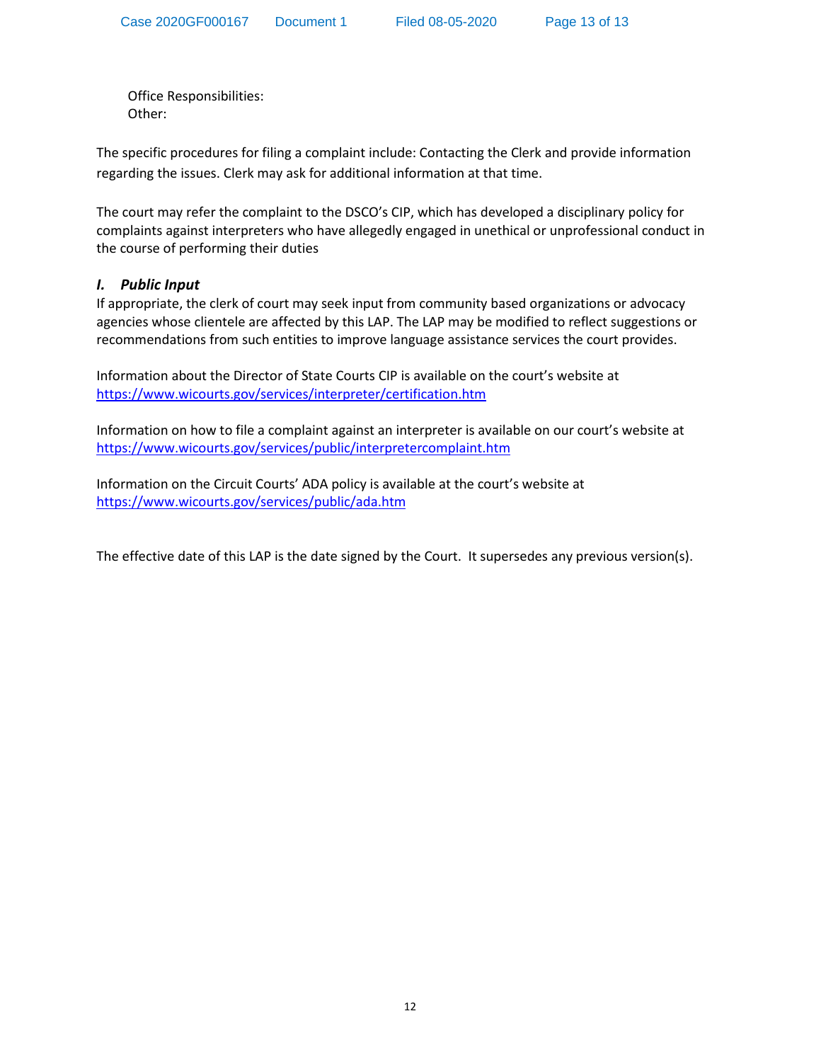Office Responsibilities:
Other:

The specific procedures for filing a complaint include: Contacting the Clerk and provide information regarding the issues. Clerk may ask for additional information at that time.

The court may refer the complaint to the DSCO's CIP, which has developed a disciplinary policy for complaints against interpreters who have allegedly engaged in unethical or unprofessional conduct in the course of performing their duties

### *I. Public Input*

If appropriate, the clerk of court may seek input from community based organizations or advocacy agencies whose clientele are affected by this LAP. The LAP may be modified to reflect suggestions or recommendations from such entities to improve language assistance services the court provides.

Information about the Director of State Courts CIP is available on the court's website at https://www.wicourts.gov/services/interpreter/certification.htm

Information on how to file a complaint against an interpreter is available on our court's website at https://www.wicourts.gov/services/public/interpretercomplaint.htm

Information on the Circuit Courts' ADA policy is available at the court's website at https://www.wicourts.gov/services/public/ada.htm

The effective date of this LAP is the date signed by the Court. It supersedes any previous version(s).